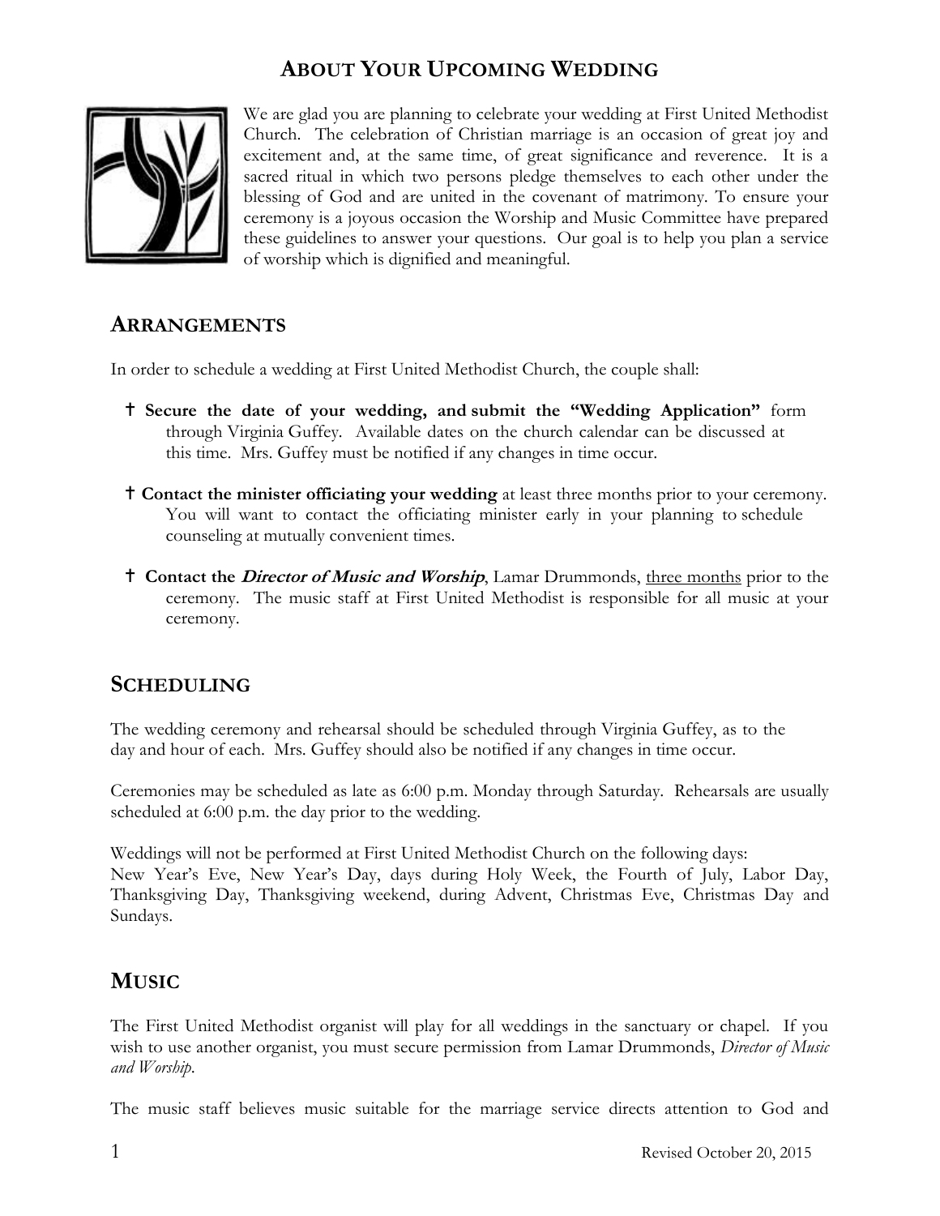# ABOUT YOUR UPCOMING WEDDING

We are glad you are planning to celebrate your wedding at First United Methodist Church. The celebration of Christian marriage is an occasion of great joy and excitement and, at the same time, of great significance and reverence. It is a sacred ritual in which two persons pledge themselves to each other under the blessing of God and are united in the covenant of matrimony. To ensure your ceremony is a joyous occasion the Worship and Music Committee have prepared these guidelines to answer your questions. Our goal is to help you plan a service of worship which is dignified and meaningful.

## ARRANGEMENTS

In order to schedule a wedding at First United Methodist Church, the couple shall:

- † **Secure the date of your wedding, and submit the "Wedding Application"** form through Virginia Guffey. Available dates on the church calendar can be discussed at this time. Mrs. Guffey must be notified if any changes in time occur.
- † **Contact the minister officiating your wedding** at least three months prior to your ceremony. You will want to contact the officiating minister early in your planning to schedule counseling at mutually convenient times.
- † **Contact the *Director of Music and Worship***, Lamar Drummonds, <u>three months</u> prior to the ceremony. The music staff at First United Methodist is responsible for all music at your ceremony.

## SCHEDULING

The wedding ceremony and rehearsal should be scheduled through Virginia Guffey, as to the day and hour of each. Mrs. Guffey should also be notified if any changes in time occur.

Ceremonies may be scheduled as late as 6:00 p.m. Monday through Saturday. Rehearsals are usually scheduled at 6:00 p.m. the day prior to the wedding.

Weddings will not be performed at First United Methodist Church on the following days:
New Year's Eve, New Year's Day, days during Holy Week, the Fourth of July, Labor Day, Thanksgiving Day, Thanksgiving weekend, during Advent, Christmas Eve, Christmas Day and Sundays.

## MUSIC

The First United Methodist organist will play for all weddings in the sanctuary or chapel. If you wish to use another organist, you must secure permission from Lamar Drummonds, *Director of Music and Worship*.

The music staff believes music suitable for the marriage service directs attention to God and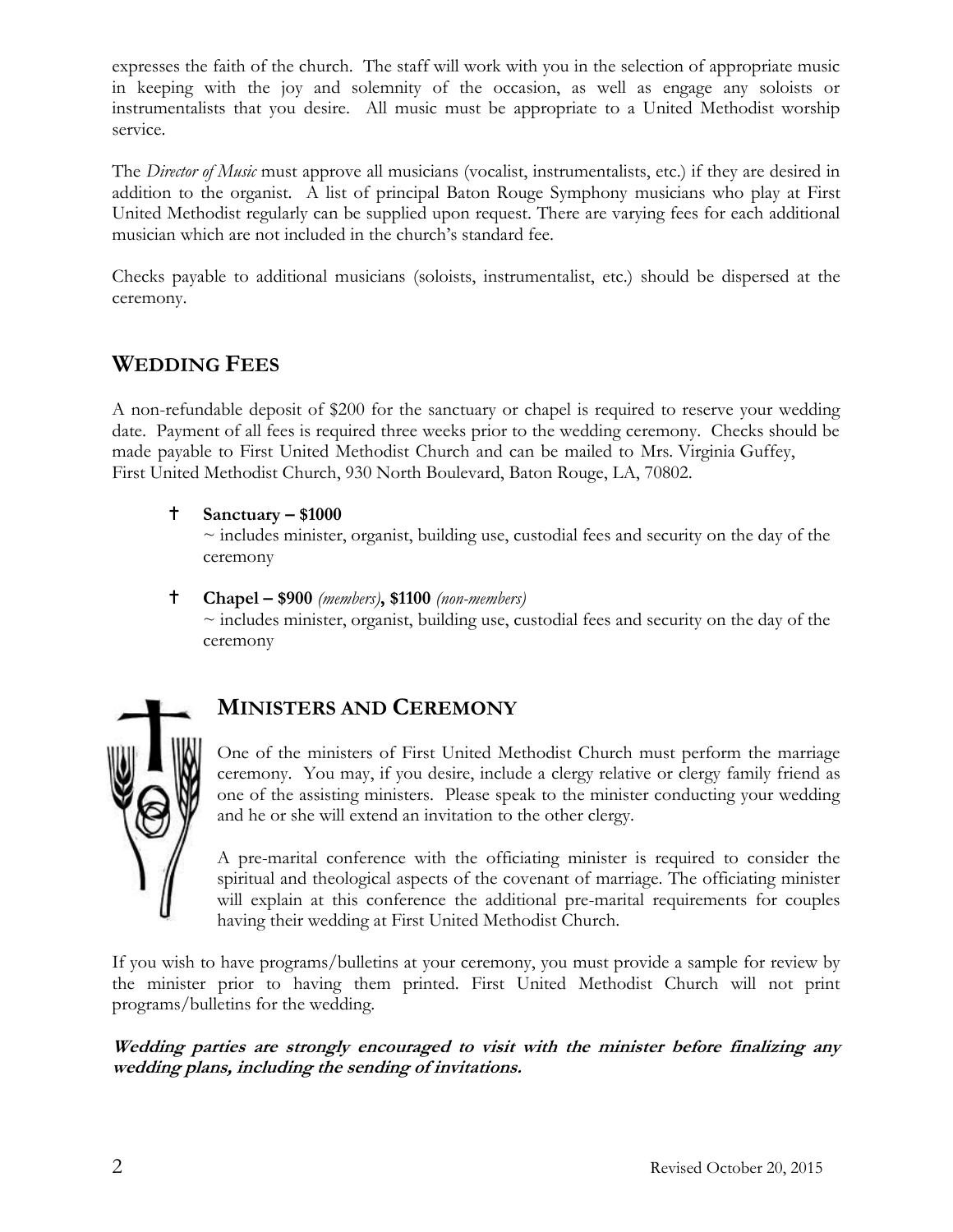expresses the faith of the church. The staff will work with you in the selection of appropriate music in keeping with the joy and solemnity of the occasion, as well as engage any soloists or instrumentalists that you desire. All music must be appropriate to a United Methodist worship service.

The *Director of Music* must approve all musicians (vocalist, instrumentalists, etc.) if they are desired in addition to the organist. A list of principal Baton Rouge Symphony musicians who play at First United Methodist regularly can be supplied upon request. There are varying fees for each additional musician which are not included in the church's standard fee.

Checks payable to additional musicians (soloists, instrumentalist, etc.) should be dispersed at the ceremony.

## WEDDING FEES

A non-refundable deposit of $200 for the sanctuary or chapel is required to reserve your wedding date. Payment of all fees is required three weeks prior to the wedding ceremony. Checks should be made payable to First United Methodist Church and can be mailed to Mrs. Virginia Guffey, First United Methodist Church, 930 North Boulevard, Baton Rouge, LA, 70802.

- † **Sanctuary – $1000**
  ~ includes minister, organist, building use, custodial fees and security on the day of the ceremony

- † **Chapel – $900** *(members)*, **$1100** *(non-members)*
  ~ includes minister, organist, building use, custodial fees and security on the day of the ceremony

## MINISTERS AND CEREMONY

One of the ministers of First United Methodist Church must perform the marriage ceremony. You may, if you desire, include a clergy relative or clergy family friend as one of the assisting ministers. Please speak to the minister conducting your wedding and he or she will extend an invitation to the other clergy.

A pre-marital conference with the officiating minister is required to consider the spiritual and theological aspects of the covenant of marriage. The officiating minister will explain at this conference the additional pre-marital requirements for couples having their wedding at First United Methodist Church.

If you wish to have programs/bulletins at your ceremony, you must provide a sample for review by the minister prior to having them printed. First United Methodist Church will not print programs/bulletins for the wedding.

***Wedding parties are strongly encouraged to visit with the minister before finalizing any wedding plans, including the sending of invitations.***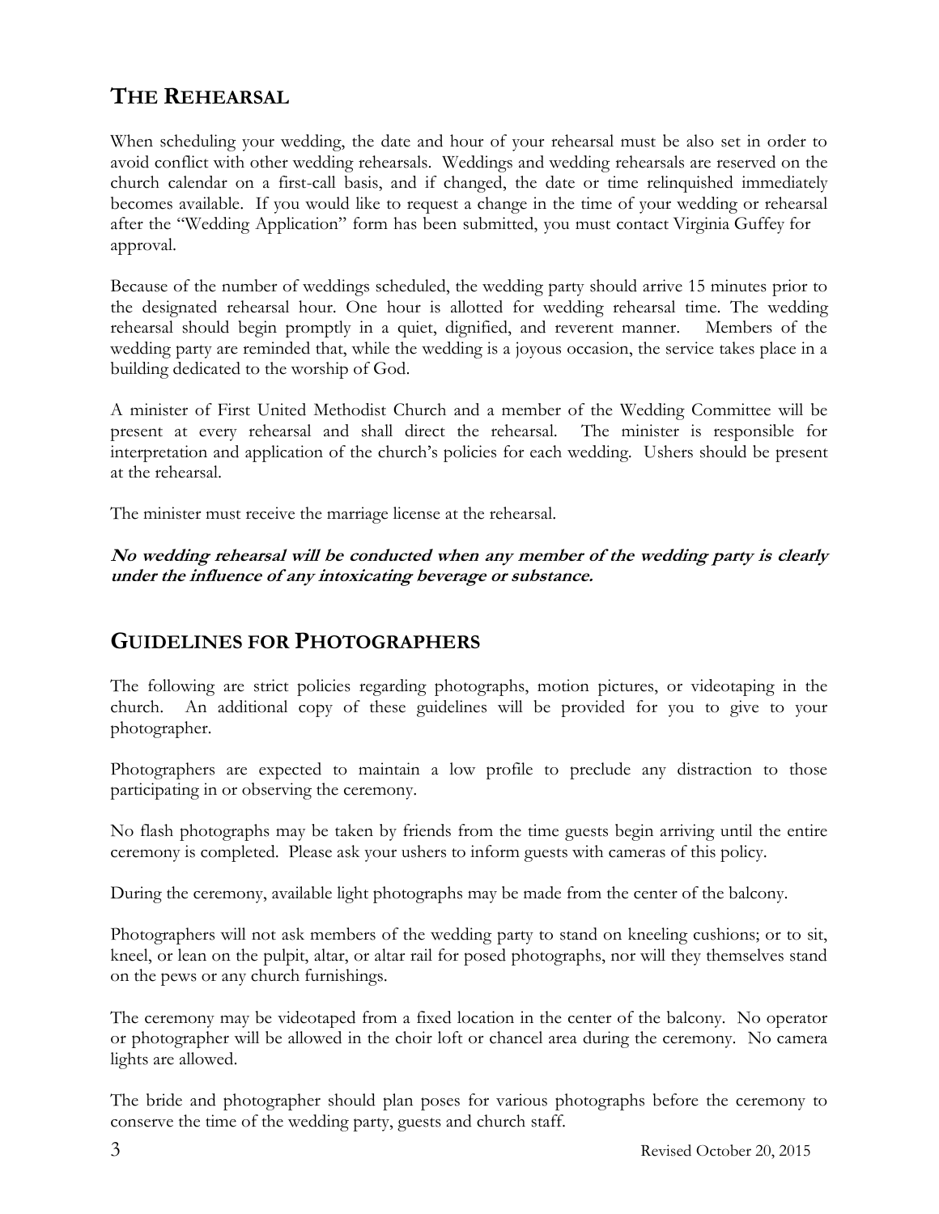## THE REHEARSAL

When scheduling your wedding, the date and hour of your rehearsal must be also set in order to avoid conflict with other wedding rehearsals. Weddings and wedding rehearsals are reserved on the church calendar on a first-call basis, and if changed, the date or time relinquished immediately becomes available. If you would like to request a change in the time of your wedding or rehearsal after the "Wedding Application" form has been submitted, you must contact Virginia Guffey for approval.

Because of the number of weddings scheduled, the wedding party should arrive 15 minutes prior to the designated rehearsal hour. One hour is allotted for wedding rehearsal time. The wedding rehearsal should begin promptly in a quiet, dignified, and reverent manner. Members of the wedding party are reminded that, while the wedding is a joyous occasion, the service takes place in a building dedicated to the worship of God.

A minister of First United Methodist Church and a member of the Wedding Committee will be present at every rehearsal and shall direct the rehearsal. The minister is responsible for interpretation and application of the church's policies for each wedding. Ushers should be present at the rehearsal.

The minister must receive the marriage license at the rehearsal.

***No wedding rehearsal will be conducted when any member of the wedding party is clearly under the influence of any intoxicating beverage or substance.***

## GUIDELINES FOR PHOTOGRAPHERS

The following are strict policies regarding photographs, motion pictures, or videotaping in the church. An additional copy of these guidelines will be provided for you to give to your photographer.

Photographers are expected to maintain a low profile to preclude any distraction to those participating in or observing the ceremony.

No flash photographs may be taken by friends from the time guests begin arriving until the entire ceremony is completed. Please ask your ushers to inform guests with cameras of this policy.

During the ceremony, available light photographs may be made from the center of the balcony.

Photographers will not ask members of the wedding party to stand on kneeling cushions; or to sit, kneel, or lean on the pulpit, altar, or altar rail for posed photographs, nor will they themselves stand on the pews or any church furnishings.

The ceremony may be videotaped from a fixed location in the center of the balcony. No operator or photographer will be allowed in the choir loft or chancel area during the ceremony. No camera lights are allowed.

The bride and photographer should plan poses for various photographs before the ceremony to conserve the time of the wedding party, guests and church staff.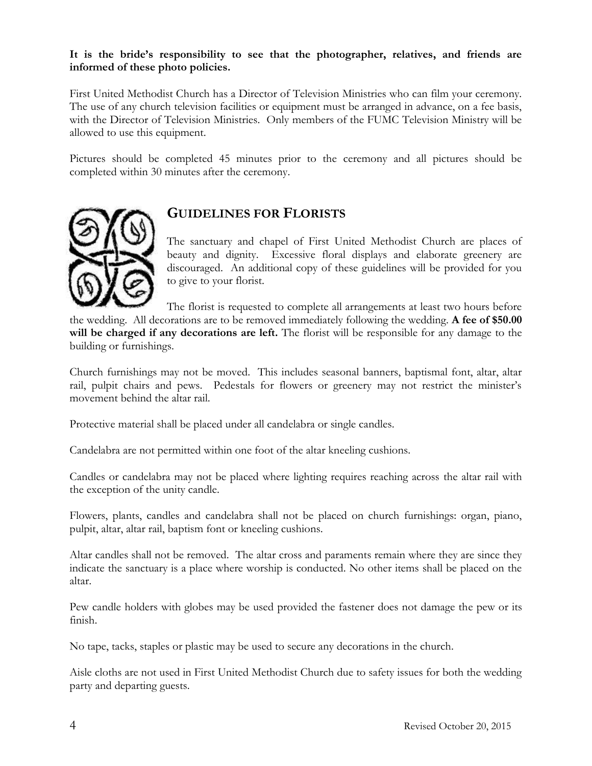**It is the bride's responsibility to see that the photographer, relatives, and friends are informed of these photo policies.**

First United Methodist Church has a Director of Television Ministries who can film your ceremony. The use of any church television facilities or equipment must be arranged in advance, on a fee basis, with the Director of Television Ministries. Only members of the FUMC Television Ministry will be allowed to use this equipment.

Pictures should be completed 45 minutes prior to the ceremony and all pictures should be completed within 30 minutes after the ceremony.

## GUIDELINES FOR FLORISTS

The sanctuary and chapel of First United Methodist Church are places of beauty and dignity. Excessive floral displays and elaborate greenery are discouraged. An additional copy of these guidelines will be provided for you to give to your florist.

The florist is requested to complete all arrangements at least two hours before the wedding. All decorations are to be removed immediately following the wedding. **A fee of $50.00 will be charged if any decorations are left.** The florist will be responsible for any damage to the building or furnishings.

Church furnishings may not be moved. This includes seasonal banners, baptismal font, altar, altar rail, pulpit chairs and pews. Pedestals for flowers or greenery may not restrict the minister's movement behind the altar rail.

Protective material shall be placed under all candelabra or single candles.

Candelabra are not permitted within one foot of the altar kneeling cushions.

Candles or candelabra may not be placed where lighting requires reaching across the altar rail with the exception of the unity candle.

Flowers, plants, candles and candelabra shall not be placed on church furnishings: organ, piano, pulpit, altar, altar rail, baptism font or kneeling cushions.

Altar candles shall not be removed. The altar cross and paraments remain where they are since they indicate the sanctuary is a place where worship is conducted. No other items shall be placed on the altar.

Pew candle holders with globes may be used provided the fastener does not damage the pew or its finish.

No tape, tacks, staples or plastic may be used to secure any decorations in the church.

Aisle cloths are not used in First United Methodist Church due to safety issues for both the wedding party and departing guests.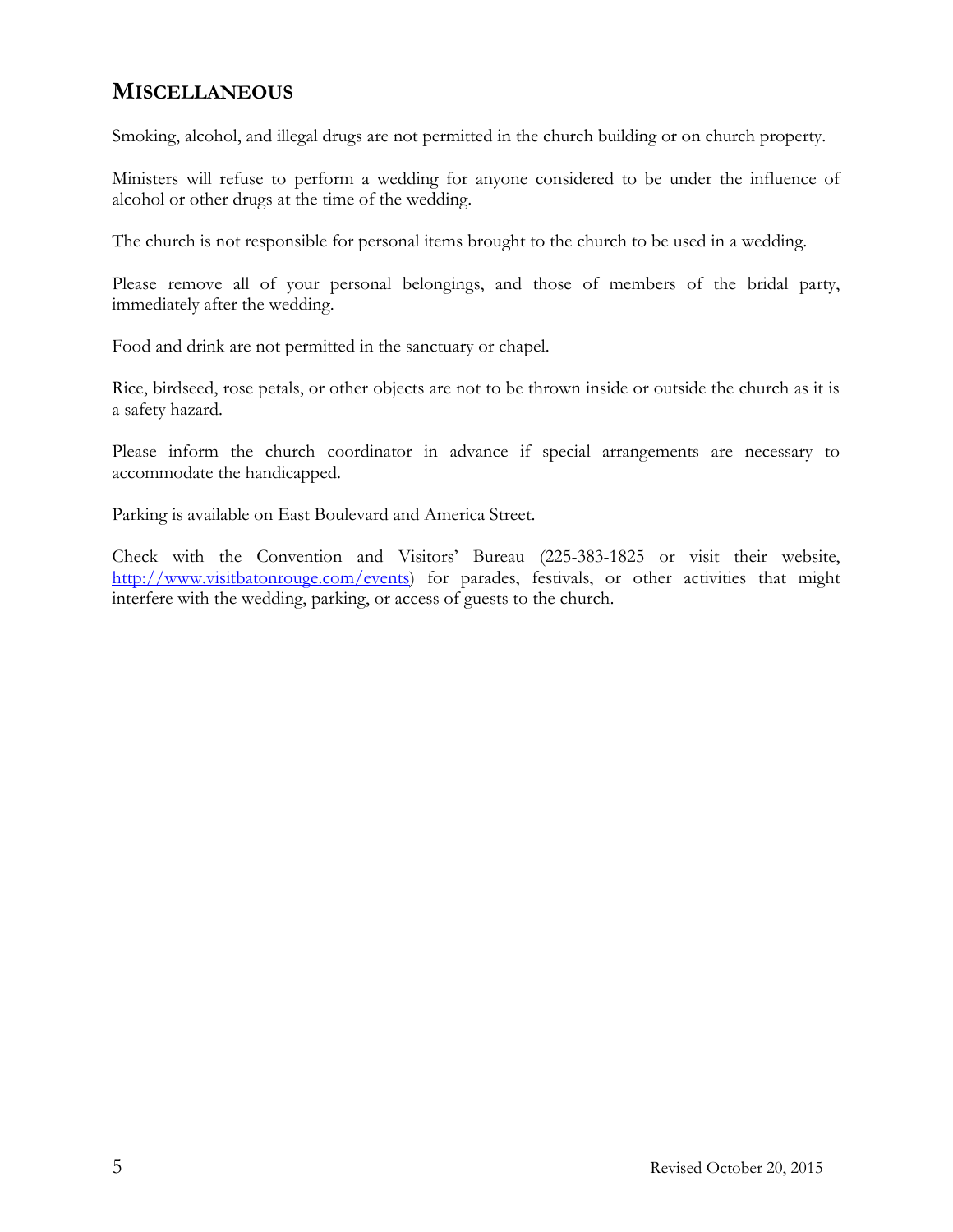## MISCELLANEOUS

Smoking, alcohol, and illegal drugs are not permitted in the church building or on church property.

Ministers will refuse to perform a wedding for anyone considered to be under the influence of alcohol or other drugs at the time of the wedding.

The church is not responsible for personal items brought to the church to be used in a wedding.

Please remove all of your personal belongings, and those of members of the bridal party, immediately after the wedding.

Food and drink are not permitted in the sanctuary or chapel.

Rice, birdseed, rose petals, or other objects are not to be thrown inside or outside the church as it is a safety hazard.

Please inform the church coordinator in advance if special arrangements are necessary to accommodate the handicapped.

Parking is available on East Boulevard and America Street.

Check with the Convention and Visitors' Bureau (225-383-1825 or visit their website, [http://www.visitbatonrouge.com/events](http://www.visitbatonrouge.com/events)) for parades, festivals, or other activities that might interfere with the wedding, parking, or access of guests to the church.

Revised October 20, 2015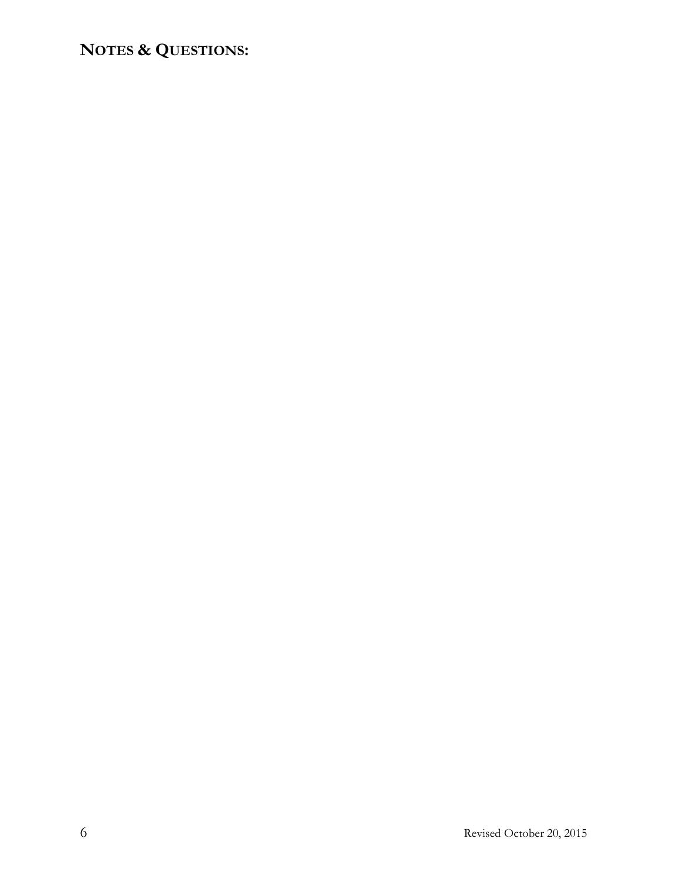## NOTES & QUESTIONS: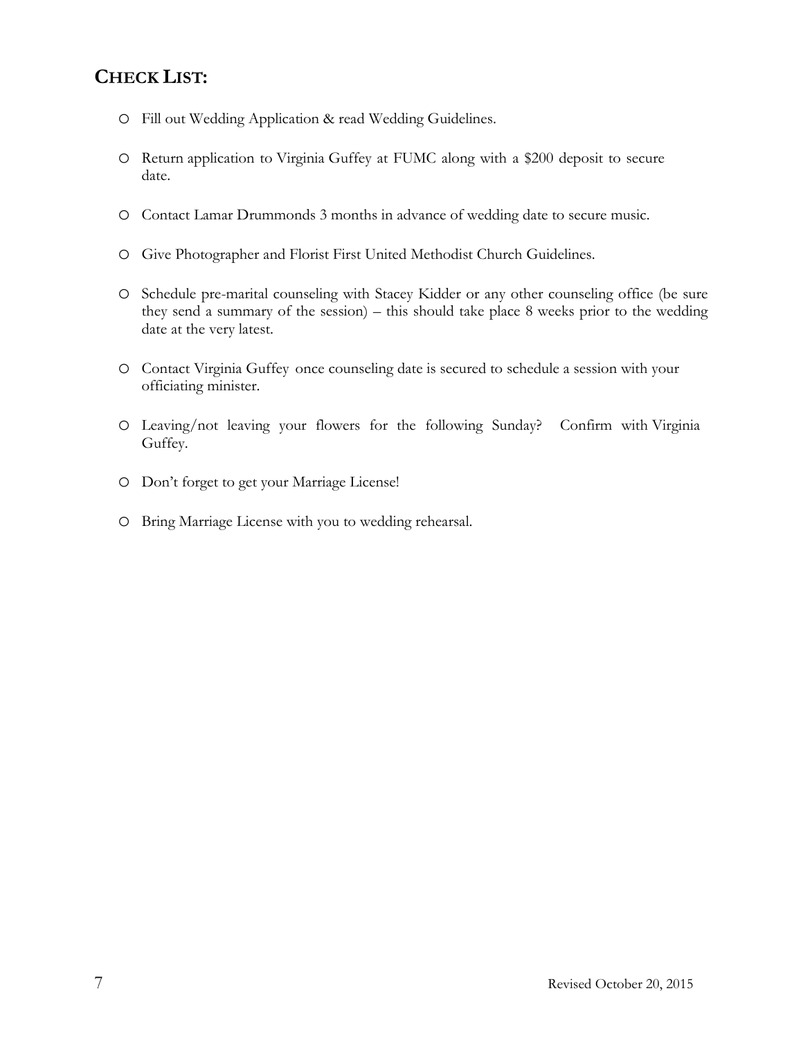## CHECK LIST:

- Fill out Wedding Application & read Wedding Guidelines.
- Return application to Virginia Guffey at FUMC along with a $200 deposit to secure date.
- Contact Lamar Drummonds 3 months in advance of wedding date to secure music.
- Give Photographer and Florist First United Methodist Church Guidelines.
- Schedule pre-marital counseling with Stacey Kidder or any other counseling office (be sure they send a summary of the session) – this should take place 8 weeks prior to the wedding date at the very latest.
- Contact Virginia Guffey once counseling date is secured to schedule a session with your officiating minister.
- Leaving/not leaving your flowers for the following Sunday? Confirm with Virginia Guffey.
- Don't forget to get your Marriage License!
- Bring Marriage License with you to wedding rehearsal.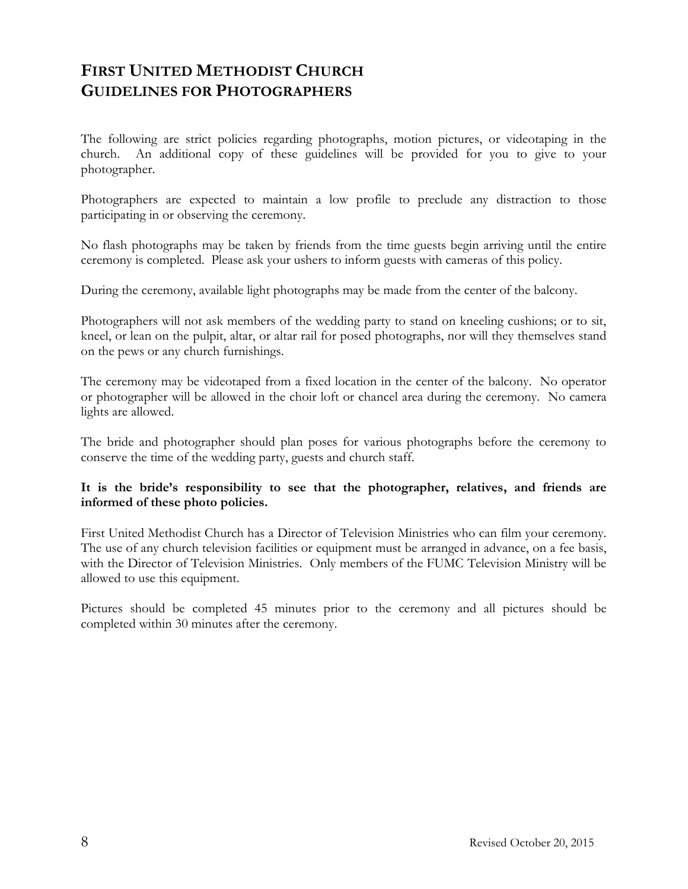# FIRST UNITED METHODIST CHURCH
# GUIDELINES FOR PHOTOGRAPHERS

The following are strict policies regarding photographs, motion pictures, or videotaping in the church. An additional copy of these guidelines will be provided for you to give to your photographer.

Photographers are expected to maintain a low profile to preclude any distraction to those participating in or observing the ceremony.

No flash photographs may be taken by friends from the time guests begin arriving until the entire ceremony is completed. Please ask your ushers to inform guests with cameras of this policy.

During the ceremony, available light photographs may be made from the center of the balcony.

Photographers will not ask members of the wedding party to stand on kneeling cushions; or to sit, kneel, or lean on the pulpit, altar, or altar rail for posed photographs, nor will they themselves stand on the pews or any church furnishings.

The ceremony may be videotaped from a fixed location in the center of the balcony. No operator or photographer will be allowed in the choir loft or chancel area during the ceremony. No camera lights are allowed.

The bride and photographer should plan poses for various photographs before the ceremony to conserve the time of the wedding party, guests and church staff.

**It is the bride's responsibility to see that the photographer, relatives, and friends are informed of these photo policies.**

First United Methodist Church has a Director of Television Ministries who can film your ceremony. The use of any church television facilities or equipment must be arranged in advance, on a fee basis, with the Director of Television Ministries. Only members of the FUMC Television Ministry will be allowed to use this equipment.

Pictures should be completed 45 minutes prior to the ceremony and all pictures should be completed within 30 minutes after the ceremony.

Revised October 20, 2015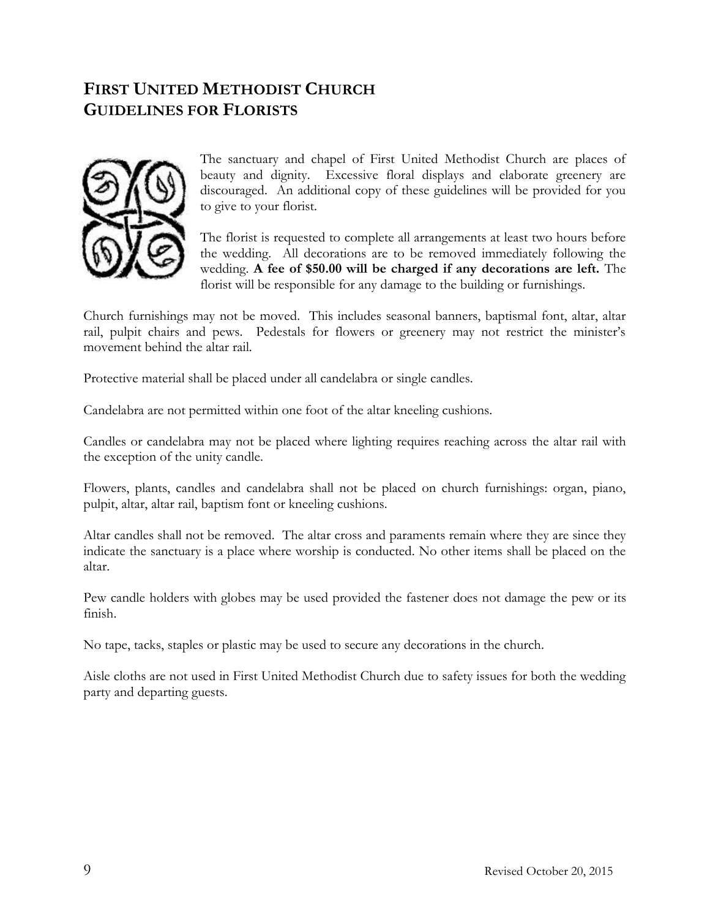# FIRST UNITED METHODIST CHURCH
# GUIDELINES FOR FLORISTS

The sanctuary and chapel of First United Methodist Church are places of beauty and dignity. Excessive floral displays and elaborate greenery are discouraged. An additional copy of these guidelines will be provided for you to give to your florist.

The florist is requested to complete all arrangements at least two hours before the wedding. All decorations are to be removed immediately following the wedding. **A fee of $50.00 will be charged if any decorations are left.** The florist will be responsible for any damage to the building or furnishings.

Church furnishings may not be moved. This includes seasonal banners, baptismal font, altar, altar rail, pulpit chairs and pews. Pedestals for flowers or greenery may not restrict the minister's movement behind the altar rail.

Protective material shall be placed under all candelabra or single candles.

Candelabra are not permitted within one foot of the altar kneeling cushions.

Candles or candelabra may not be placed where lighting requires reaching across the altar rail with the exception of the unity candle.

Flowers, plants, candles and candelabra shall not be placed on church furnishings: organ, piano, pulpit, altar, altar rail, baptism font or kneeling cushions.

Altar candles shall not be removed. The altar cross and paraments remain where they are since they indicate the sanctuary is a place where worship is conducted. No other items shall be placed on the altar.

Pew candle holders with globes may be used provided the fastener does not damage the pew or its finish.

No tape, tacks, staples or plastic may be used to secure any decorations in the church.

Aisle cloths are not used in First United Methodist Church due to safety issues for both the wedding party and departing guests.

Revised October 20, 2015